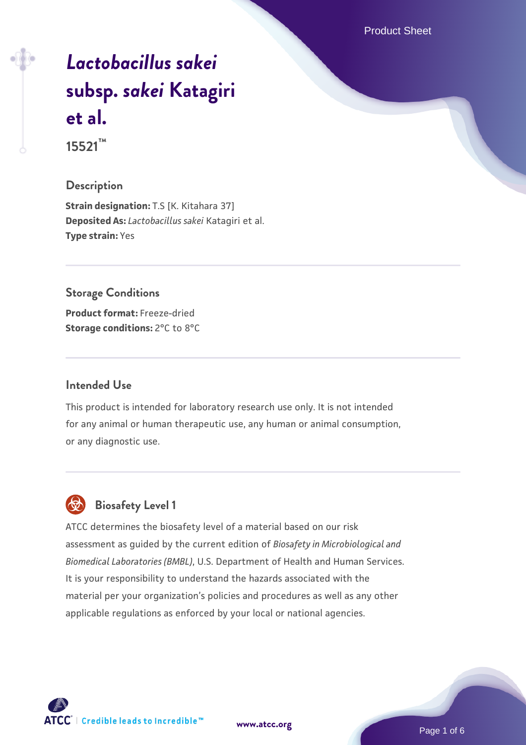# *Lactobacillus sakei* subsp. *sakei* Katagiri et al.

**15521™**

## Description

**Strain designation:** T.S [K. Kitahara 37]
**Deposited As:** *Lactobacillus sakei* Katagiri et al.
**Type strain:** Yes

## Storage Conditions

**Product format:** Freeze-dried
**Storage conditions:** 2°C to 8°C

## Intended Use

This product is intended for laboratory research use only. It is not intended for any animal or human therapeutic use, any human or animal consumption, or any diagnostic use.

## Biosafety Level 1

ATCC determines the biosafety level of a material based on our risk assessment as guided by the current edition of *Biosafety in Microbiological and Biomedical Laboratories (BMBL)*, U.S. Department of Health and Human Services. It is your responsibility to understand the hazards associated with the material per your organization's policies and procedures as well as any other applicable regulations as enforced by your local or national agencies.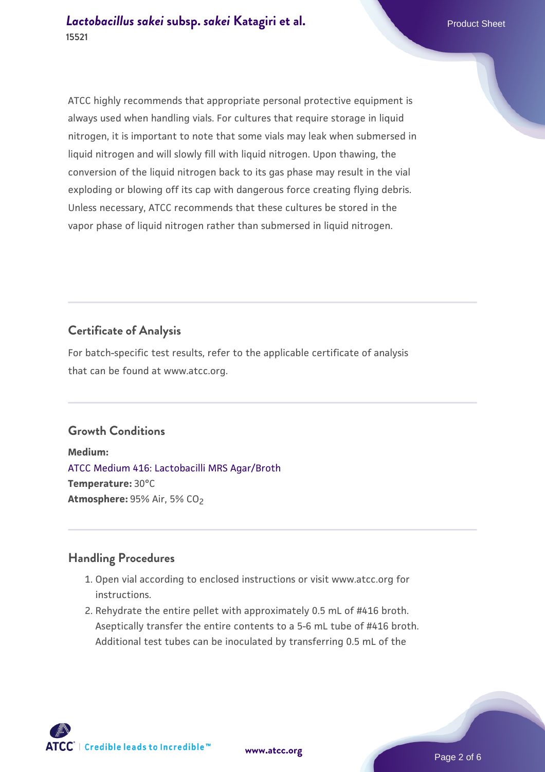ATCC highly recommends that appropriate personal protective equipment is always used when handling vials. For cultures that require storage in liquid nitrogen, it is important to note that some vials may leak when submersed in liquid nitrogen and will slowly fill with liquid nitrogen. Upon thawing, the conversion of the liquid nitrogen back to its gas phase may result in the vial exploding or blowing off its cap with dangerous force creating flying debris. Unless necessary, ATCC recommends that these cultures be stored in the vapor phase of liquid nitrogen rather than submersed in liquid nitrogen.

## Certificate of Analysis

For batch-specific test results, refer to the applicable certificate of analysis that can be found at www.atcc.org.

## Growth Conditions

**Medium:**
ATCC Medium 416: Lactobacilli MRS Agar/Broth
**Temperature:** 30°C
**Atmosphere:** 95% Air, 5% $CO_2$

## Handling Procedures

1. Open vial according to enclosed instructions or visit www.atcc.org for instructions.
2. Rehydrate the entire pellet with approximately 0.5 mL of #416 broth. Aseptically transfer the entire contents to a 5-6 mL tube of #416 broth. Additional test tubes can be inoculated by transferring 0.5 mL of the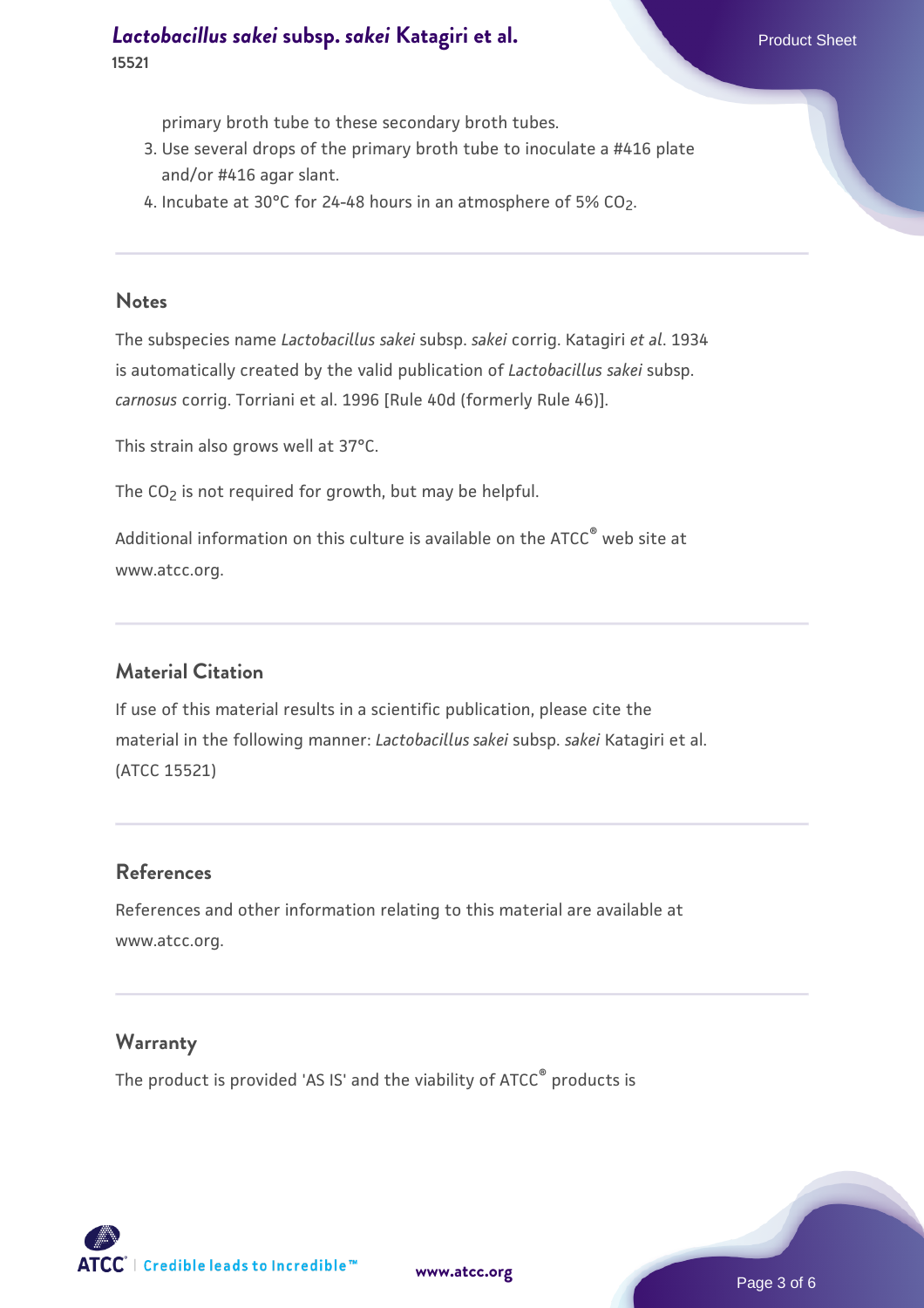primary broth tube to these secondary broth tubes.

3. Use several drops of the primary broth tube to inoculate a #416 plate and/or #416 agar slant.
4. Incubate at 30°C for 24-48 hours in an atmosphere of 5% $CO_2$.

## Notes

The subspecies name *Lactobacillus sakei* subsp. *sakei* corrig. Katagiri *et al*. 1934 is automatically created by the valid publication of *Lactobacillus sakei* subsp. *carnosus* corrig. Torriani et al. 1996 [Rule 40d (formerly Rule 46)].

This strain also grows well at 37°C.

The $CO_2$ is not required for growth, but may be helpful.

Additional information on this culture is available on the ATCC® web site at www.atcc.org.

## Material Citation

If use of this material results in a scientific publication, please cite the material in the following manner: *Lactobacillus sakei* subsp. *sakei* Katagiri et al. (ATCC 15521)

## References

References and other information relating to this material are available at www.atcc.org.

## Warranty

The product is provided 'AS IS' and the viability of ATCC® products is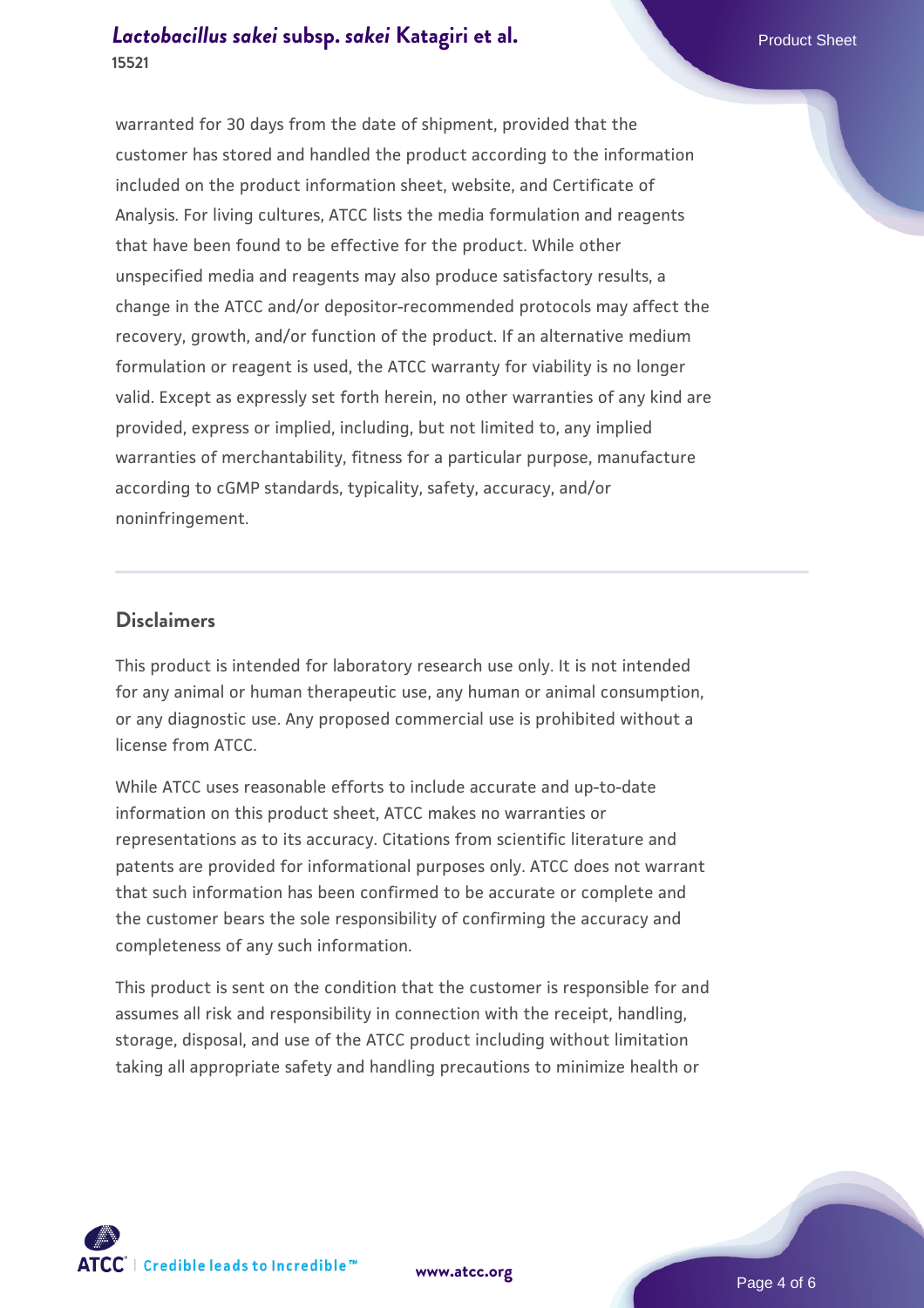warranted for 30 days from the date of shipment, provided that the customer has stored and handled the product according to the information included on the product information sheet, website, and Certificate of Analysis. For living cultures, ATCC lists the media formulation and reagents that have been found to be effective for the product. While other unspecified media and reagents may also produce satisfactory results, a change in the ATCC and/or depositor-recommended protocols may affect the recovery, growth, and/or function of the product. If an alternative medium formulation or reagent is used, the ATCC warranty for viability is no longer valid. Except as expressly set forth herein, no other warranties of any kind are provided, express or implied, including, but not limited to, any implied warranties of merchantability, fitness for a particular purpose, manufacture according to cGMP standards, typicality, safety, accuracy, and/or noninfringement.

## Disclaimers

This product is intended for laboratory research use only. It is not intended for any animal or human therapeutic use, any human or animal consumption, or any diagnostic use. Any proposed commercial use is prohibited without a license from ATCC.

While ATCC uses reasonable efforts to include accurate and up-to-date information on this product sheet, ATCC makes no warranties or representations as to its accuracy. Citations from scientific literature and patents are provided for informational purposes only. ATCC does not warrant that such information has been confirmed to be accurate or complete and the customer bears the sole responsibility of confirming the accuracy and completeness of any such information.

This product is sent on the condition that the customer is responsible for and assumes all risk and responsibility in connection with the receipt, handling, storage, disposal, and use of the ATCC product including without limitation taking all appropriate safety and handling precautions to minimize health or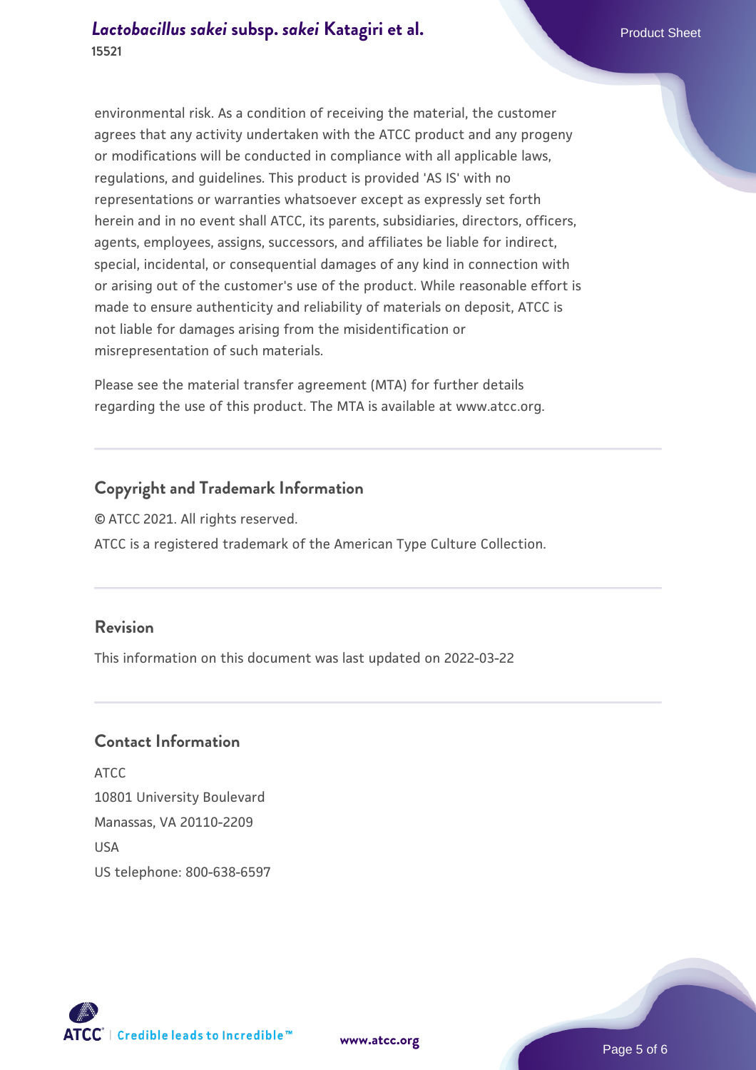environmental risk. As a condition of receiving the material, the customer agrees that any activity undertaken with the ATCC product and any progeny or modifications will be conducted in compliance with all applicable laws, regulations, and guidelines. This product is provided 'AS IS' with no representations or warranties whatsoever except as expressly set forth herein and in no event shall ATCC, its parents, subsidiaries, directors, officers, agents, employees, assigns, successors, and affiliates be liable for indirect, special, incidental, or consequential damages of any kind in connection with or arising out of the customer's use of the product. While reasonable effort is made to ensure authenticity and reliability of materials on deposit, ATCC is not liable for damages arising from the misidentification or misrepresentation of such materials.

Please see the material transfer agreement (MTA) for further details regarding the use of this product. The MTA is available at www.atcc.org.

## Copyright and Trademark Information

© ATCC 2021. All rights reserved.

ATCC is a registered trademark of the American Type Culture Collection.

## Revision

This information on this document was last updated on 2022-03-22

## Contact Information

ATCC
10801 University Boulevard
Manassas, VA 20110-2209
USA
US telephone: 800-638-6597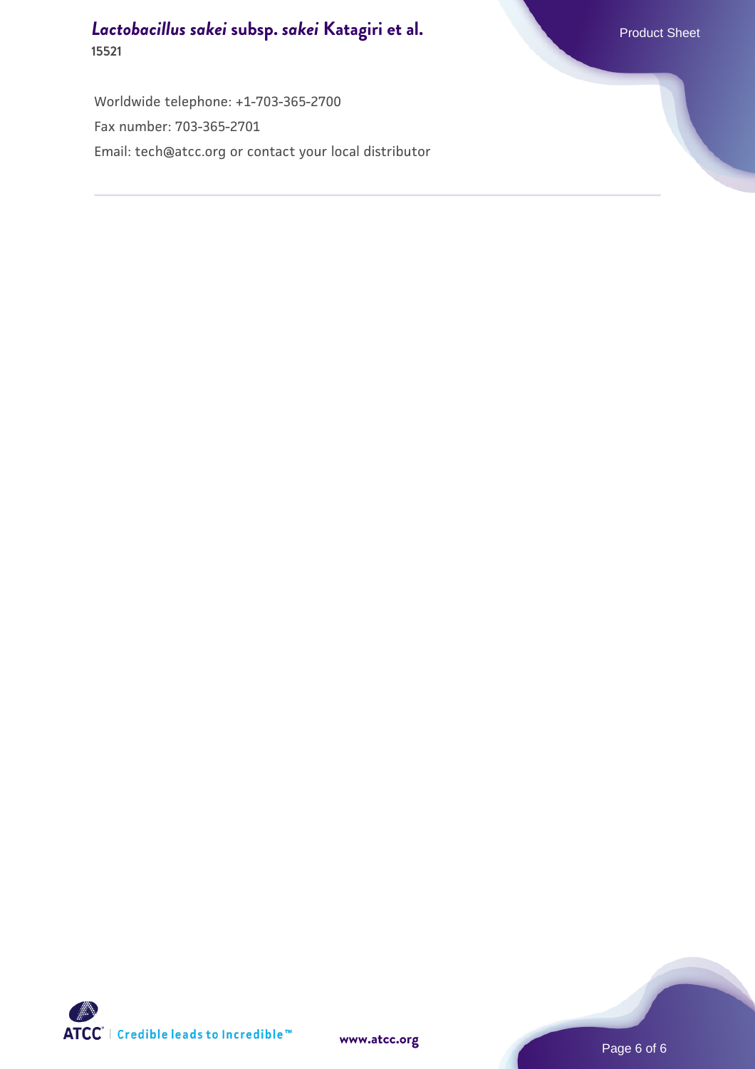Worldwide telephone: +1-703-365-2700

Fax number: 703-365-2701

Email: tech@atcc.org or contact your local distributor